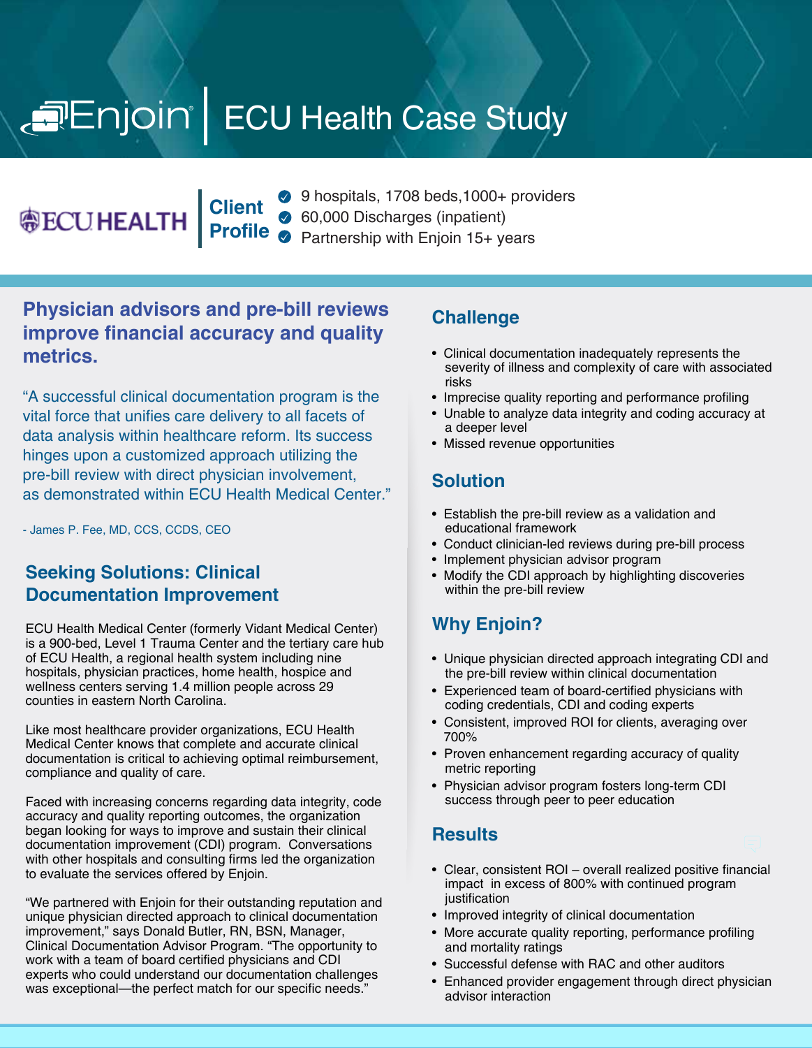# Enjoin | ECU Health Case Study

**ECU HEALTH** | **Client Profile**

- 9 hospitals, 1708 beds,1000+ providers
- 60,000 Discharges (inpatient)
- Partnership with Enjoin 15+ years

## Physician advisors and pre-bill reviews improve financial accuracy and quality metrics.

"A successful clinical documentation program is the vital force that unifies care delivery to all facets of data analysis within healthcare reform. Its success hinges upon a customized approach utilizing the pre-bill review with direct physician involvement, as demonstrated within ECU Health Medical Center."

- James P. Fee, MD, CCS, CCDS, CEO

## Seeking Solutions: Clinical Documentation Improvement

ECU Health Medical Center (formerly Vidant Medical Center) is a 900-bed, Level 1 Trauma Center and the tertiary care hub of ECU Health, a regional health system including nine hospitals, physician practices, home health, hospice and wellness centers serving 1.4 million people across 29 counties in eastern North Carolina.

Like most healthcare provider organizations, ECU Health Medical Center knows that complete and accurate clinical documentation is critical to achieving optimal reimbursement, compliance and quality of care.

Faced with increasing concerns regarding data integrity, code accuracy and quality reporting outcomes, the organization began looking for ways to improve and sustain their clinical documentation improvement (CDI) program. Conversations with other hospitals and consulting firms led the organization to evaluate the services offered by Enjoin.

"We partnered with Enjoin for their outstanding reputation and unique physician directed approach to clinical documentation improvement," says Donald Butler, RN, BSN, Manager, Clinical Documentation Advisor Program. "The opportunity to work with a team of board certified physicians and CDI experts who could understand our documentation challenges was exceptional—the perfect match for our specific needs."

## Challenge

- Clinical documentation inadequately represents the severity of illness and complexity of care with associated risks
- Imprecise quality reporting and performance profiling
- Unable to analyze data integrity and coding accuracy at a deeper level
- Missed revenue opportunities

## Solution

- Establish the pre-bill review as a validation and educational framework
- Conduct clinician-led reviews during pre-bill process
- Implement physician advisor program
- Modify the CDI approach by highlighting discoveries within the pre-bill review

## Why Enjoin?

- Unique physician directed approach integrating CDI and the pre-bill review within clinical documentation
- Experienced team of board-certified physicians with coding credentials, CDI and coding experts
- Consistent, improved ROI for clients, averaging over 700%
- Proven enhancement regarding accuracy of quality metric reporting
- Physician advisor program fosters long-term CDI success through peer to peer education

## Results

- Clear, consistent ROI – overall realized positive financial impact in excess of 800% with continued program justification
- Improved integrity of clinical documentation
- More accurate quality reporting, performance profiling and mortality ratings
- Successful defense with RAC and other auditors
- Enhanced provider engagement through direct physician advisor interaction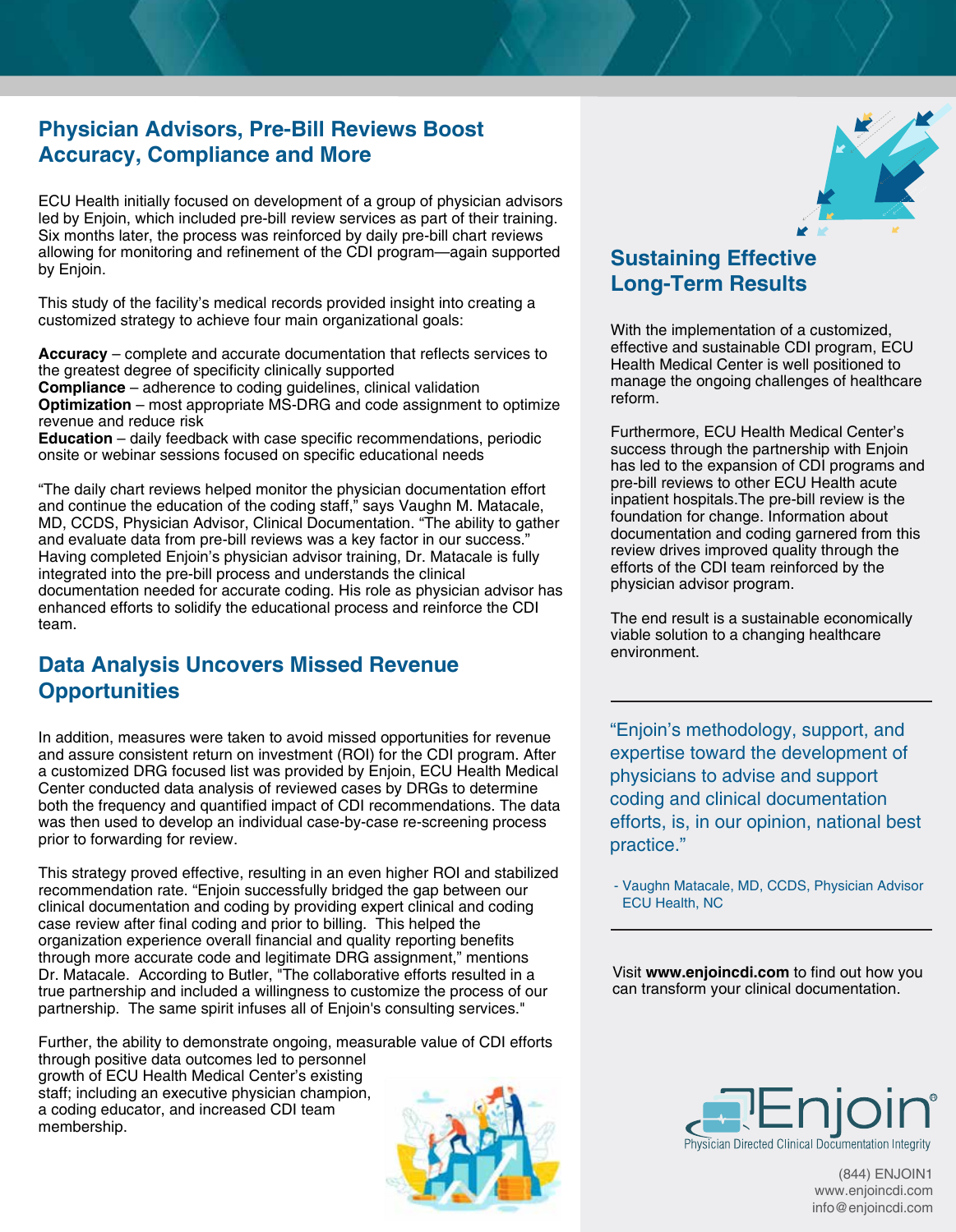## Physician Advisors, Pre-Bill Reviews Boost Accuracy, Compliance and More

ECU Health initially focused on development of a group of physician advisors led by Enjoin, which included pre-bill review services as part of their training. Six months later, the process was reinforced by daily pre-bill chart reviews allowing for monitoring and refinement of the CDI program—again supported by Enjoin.

This study of the facility's medical records provided insight into creating a customized strategy to achieve four main organizational goals:

**Accuracy** – complete and accurate documentation that reflects services to the greatest degree of specificity clinically supported
**Compliance** – adherence to coding guidelines, clinical validation
**Optimization** – most appropriate MS-DRG and code assignment to optimize revenue and reduce risk
**Education** – daily feedback with case specific recommendations, periodic onsite or webinar sessions focused on specific educational needs

"The daily chart reviews helped monitor the physician documentation effort and continue the education of the coding staff," says Vaughn M. Matacale, MD, CCDS, Physician Advisor, Clinical Documentation. "The ability to gather and evaluate data from pre-bill reviews was a key factor in our success." Having completed Enjoin's physician advisor training, Dr. Matacale is fully integrated into the pre-bill process and understands the clinical documentation needed for accurate coding. His role as physician advisor has enhanced efforts to solidify the educational process and reinforce the CDI team.

## Data Analysis Uncovers Missed Revenue Opportunities

In addition, measures were taken to avoid missed opportunities for revenue and assure consistent return on investment (ROI) for the CDI program. After a customized DRG focused list was provided by Enjoin, ECU Health Medical Center conducted data analysis of reviewed cases by DRGs to determine both the frequency and quantified impact of CDI recommendations. The data was then used to develop an individual case-by-case re-screening process prior to forwarding for review.

This strategy proved effective, resulting in an even higher ROI and stabilized recommendation rate. "Enjoin successfully bridged the gap between our clinical documentation and coding by providing expert clinical and coding case review after final coding and prior to billing. This helped the organization experience overall financial and quality reporting benefits through more accurate code and legitimate DRG assignment," mentions Dr. Matacale. According to Butler, "The collaborative efforts resulted in a true partnership and included a willingness to customize the process of our partnership. The same spirit infuses all of Enjoin's consulting services."

Further, the ability to demonstrate ongoing, measurable value of CDI efforts through positive data outcomes led to personnel growth of ECU Health Medical Center's existing staff; including an executive physician champion, a coding educator, and increased CDI team membership.

## Sustaining Effective Long-Term Results

With the implementation of a customized, effective and sustainable CDI program, ECU Health Medical Center is well positioned to manage the ongoing challenges of healthcare reform.

Furthermore, ECU Health Medical Center's success through the partnership with Enjoin has led to the expansion of CDI programs and pre-bill reviews to other ECU Health acute inpatient hospitals.The pre-bill review is the foundation for change. Information about documentation and coding garnered from this review drives improved quality through the efforts of the CDI team reinforced by the physician advisor program.

The end result is a sustainable economically viable solution to a changing healthcare environment.

---

"Enjoin's methodology, support, and expertise toward the development of physicians to advise and support coding and clinical documentation efforts, is, in our opinion, national best practice."

- Vaughn Matacale, MD, CCDS, Physician Advisor
  ECU Health, NC

---

Visit **www.enjoincdi.com** to find out how you can transform your clinical documentation.

Enjoin®
Physician Directed Clinical Documentation Integrity

(844) ENJOIN1
www.enjoincdi.com
info@enjoincdi.com